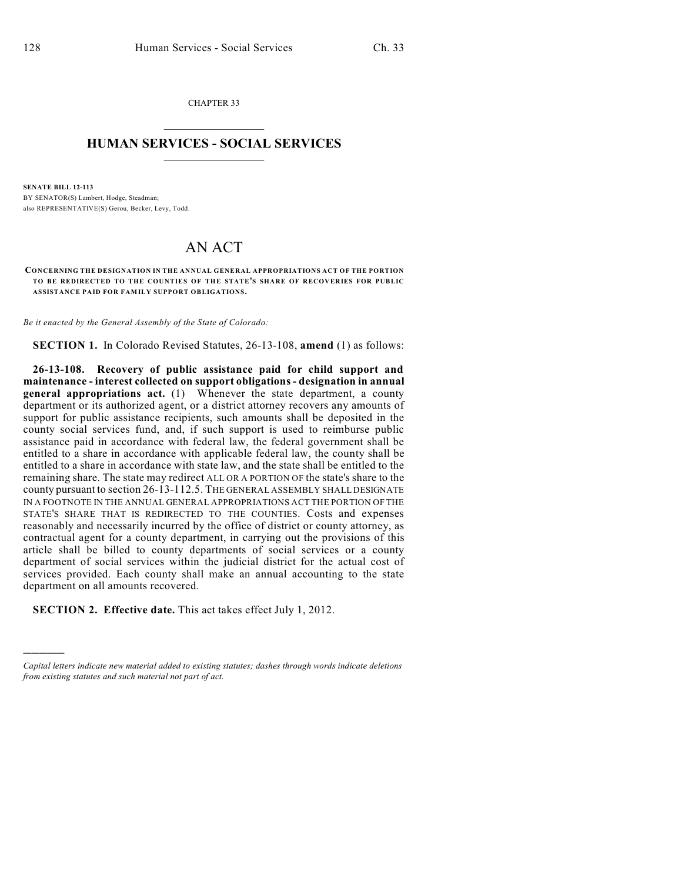CHAPTER 33

# HUMAN SERVICES - SOCIAL SERVICES

**SENATE BILL 12-113**

BY SENATOR(S) Lambert, Hodge, Steadman;
also REPRESENTATIVE(S) Gerou, Becker, Levy, Todd.

# AN ACT

**CONCERNING THE DESIGNATION IN THE ANNUAL GENERAL APPROPRIATIONS ACT OF THE PORTION TO BE REDIRECTED TO THE COUNTIES OF THE STATE'S SHARE OF RECOVERIES FOR PUBLIC ASSISTANCE PAID FOR FAMILY SUPPORT OBLIGATIONS.**

*Be it enacted by the General Assembly of the State of Colorado:*

**SECTION 1.** In Colorado Revised Statutes, 26-13-108, **amend** (1) as follows:

**26-13-108. Recovery of public assistance paid for child support and maintenance - interest collected on support obligations - designation in annual general appropriations act.** (1) Whenever the state department, a county department or its authorized agent, or a district attorney recovers any amounts of support for public assistance recipients, such amounts shall be deposited in the county social services fund, and, if such support is used to reimburse public assistance paid in accordance with federal law, the federal government shall be entitled to a share in accordance with applicable federal law, the county shall be entitled to a share in accordance with state law, and the state shall be entitled to the remaining share. The state may redirect ALL OR A PORTION OF the state's share to the county pursuant to section 26-13-112.5. THE GENERAL ASSEMBLY SHALL DESIGNATE IN A FOOTNOTE IN THE ANNUAL GENERAL APPROPRIATIONS ACT THE PORTION OF THE STATE'S SHARE THAT IS REDIRECTED TO THE COUNTIES. Costs and expenses reasonably and necessarily incurred by the office of district or county attorney, as contractual agent for a county department, in carrying out the provisions of this article shall be billed to county departments of social services or a county department of social services within the judicial district for the actual cost of services provided. Each county shall make an annual accounting to the state department on all amounts recovered.

**SECTION 2. Effective date.** This act takes effect July 1, 2012.

---

*Capital letters indicate new material added to existing statutes; dashes through words indicate deletions from existing statutes and such material not part of act.*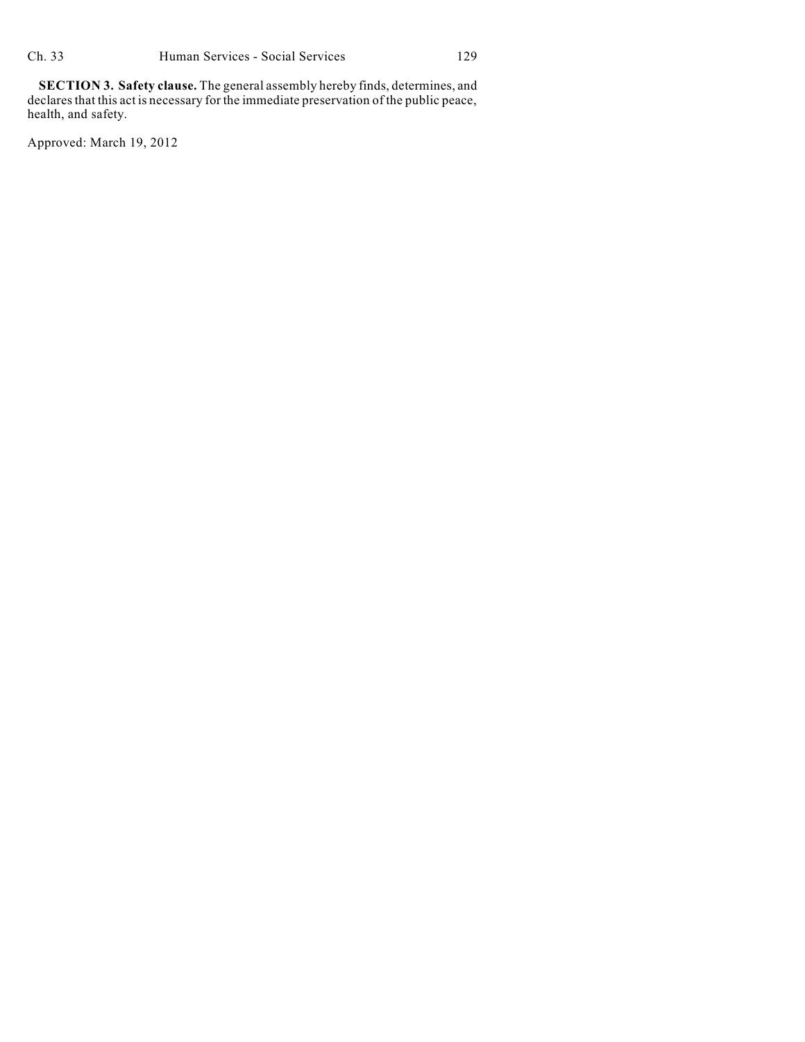**SECTION 3. Safety clause.** The general assembly hereby finds, determines, and declares that this act is necessary for the immediate preservation of the public peace, health, and safety.

Approved: March 19, 2012